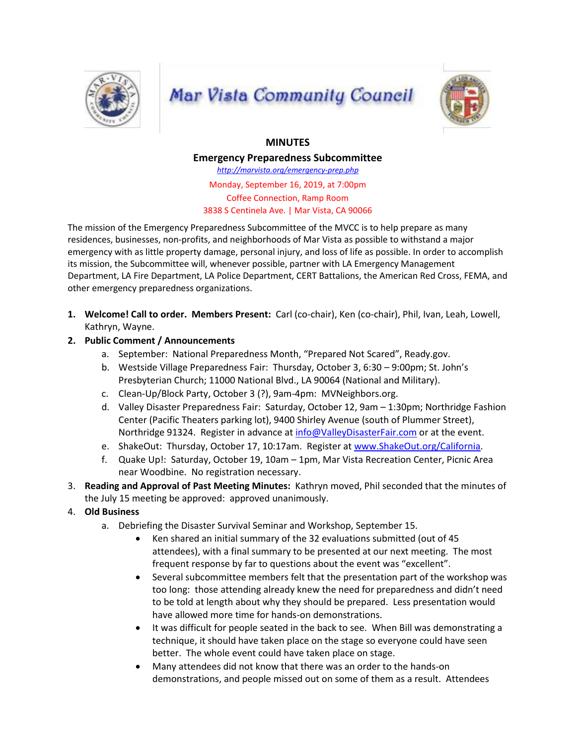# Mar Vista Community Council

## MINUTES

### Emergency Preparedness Subcommittee

http://marvista.org/emergency-prep.php

Monday, September 16, 2019, at 7:00pm
Coffee Connection, Ramp Room
3838 S Centinela Ave. | Mar Vista, CA 90066

The mission of the Emergency Preparedness Subcommittee of the MVCC is to help prepare as many residences, businesses, non-profits, and neighborhoods of Mar Vista as possible to withstand a major emergency with as little property damage, personal injury, and loss of life as possible. In order to accomplish its mission, the Subcommittee will, whenever possible, partner with LA Emergency Management Department, LA Fire Department, LA Police Department, CERT Battalions, the American Red Cross, FEMA, and other emergency preparedness organizations.

1. **Welcome! Call to order. Members Present:** Carl (co-chair), Ken (co-chair), Phil, Ivan, Leah, Lowell, Kathryn, Wayne.
2. **Public Comment / Announcements**
   a. September: National Preparedness Month, "Prepared Not Scared", Ready.gov.
   b. Westside Village Preparedness Fair: Thursday, October 3, 6:30 – 9:00pm; St. John's Presbyterian Church; 11000 National Blvd., LA 90064 (National and Military).
   c. Clean-Up/Block Party, October 3 (?), 9am-4pm: MVNeighbors.org.
   d. Valley Disaster Preparedness Fair: Saturday, October 12, 9am – 1:30pm; Northridge Fashion Center (Pacific Theaters parking lot), 9400 Shirley Avenue (south of Plummer Street), Northridge 91324. Register in advance at info@ValleyDisasterFair.com or at the event.
   e. ShakeOut: Thursday, October 17, 10:17am. Register at www.ShakeOut.org/California.
   f. Quake Up!: Saturday, October 19, 10am – 1pm, Mar Vista Recreation Center, Picnic Area near Woodbine. No registration necessary.
3. **Reading and Approval of Past Meeting Minutes:** Kathryn moved, Phil seconded that the minutes of the July 15 meeting be approved: approved unanimously.
4. **Old Business**
   a. Debriefing the Disaster Survival Seminar and Workshop, September 15.
      - Ken shared an initial summary of the 32 evaluations submitted (out of 45 attendees), with a final summary to be presented at our next meeting. The most frequent response by far to questions about the event was "excellent".
      - Several subcommittee members felt that the presentation part of the workshop was too long: those attending already knew the need for preparedness and didn't need to be told at length about why they should be prepared. Less presentation would have allowed more time for hands-on demonstrations.
      - It was difficult for people seated in the back to see. When Bill was demonstrating a technique, it should have taken place on the stage so everyone could have seen better. The whole event could have taken place on stage.
      - Many attendees did not know that there was an order to the hands-on demonstrations, and people missed out on some of them as a result. Attendees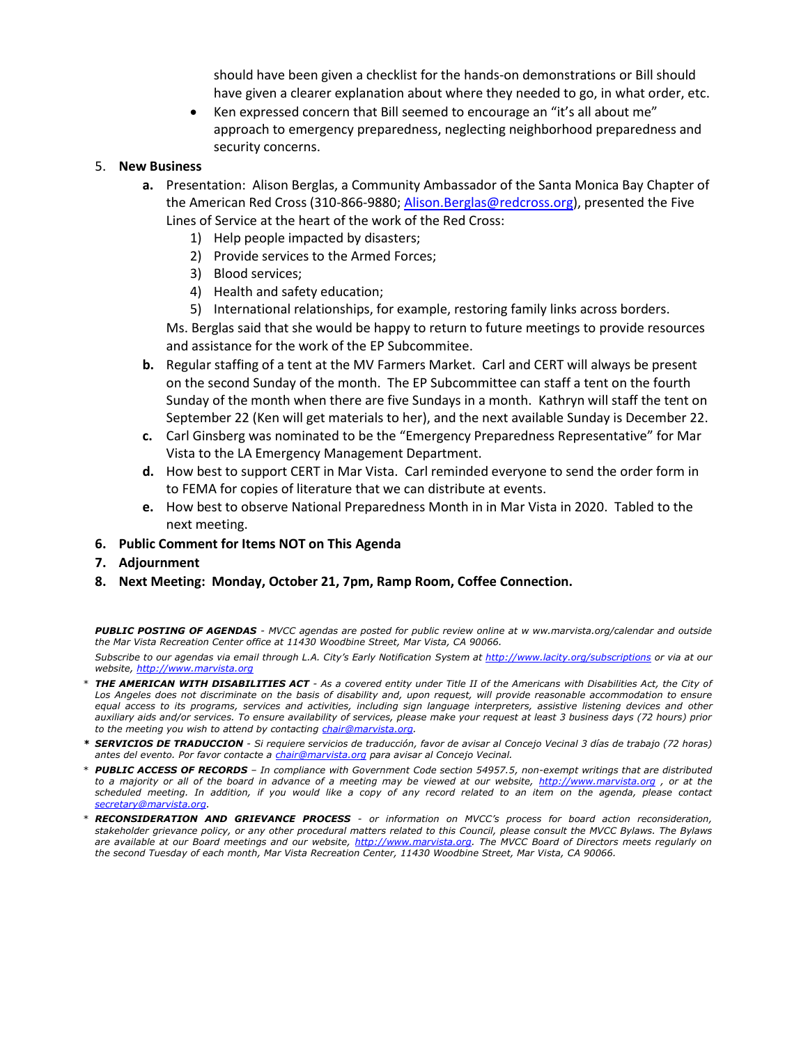should have been given a checklist for the hands-on demonstrations or Bill should have given a clearer explanation about where they needed to go, in what order, etc.

- Ken expressed concern that Bill seemed to encourage an "it's all about me" approach to emergency preparedness, neglecting neighborhood preparedness and security concerns.

5. **New Business**
   - **a.** Presentation: Alison Berglas, a Community Ambassador of the Santa Monica Bay Chapter of the American Red Cross (310-866-9880; Alison.Berglas@redcross.org), presented the Five Lines of Service at the heart of the work of the Red Cross:
     1) Help people impacted by disasters;
     2) Provide services to the Armed Forces;
     3) Blood services;
     4) Health and safety education;
     5) International relationships, for example, restoring family links across borders.

     Ms. Berglas said that she would be happy to return to future meetings to provide resources and assistance for the work of the EP Subcommitee.
   - **b.** Regular staffing of a tent at the MV Farmers Market. Carl and CERT will always be present on the second Sunday of the month. The EP Subcommittee can staff a tent on the fourth Sunday of the month when there are five Sundays in a month. Kathryn will staff the tent on September 22 (Ken will get materials to her), and the next available Sunday is December 22.
   - **c.** Carl Ginsberg was nominated to be the "Emergency Preparedness Representative" for Mar Vista to the LA Emergency Management Department.
   - **d.** How best to support CERT in Mar Vista. Carl reminded everyone to send the order form in to FEMA for copies of literature that we can distribute at events.
   - **e.** How best to observe National Preparedness Month in in Mar Vista in 2020. Tabled to the next meeting.
6. **Public Comment for Items NOT on This Agenda**
7. **Adjournment**
8. **Next Meeting: Monday, October 21, 7pm, Ramp Room, Coffee Connection.**

***PUBLIC POSTING OF AGENDAS*** *- MVCC agendas are posted for public review online at w ww.marvista.org/calendar and outside the Mar Vista Recreation Center office at 11430 Woodbine Street, Mar Vista, CA 90066.*

*Subscribe to our agendas via email through L.A. City's Early Notification System at http://www.lacity.org/subscriptions or via at our website, http://www.marvista.org*

\* ***THE AMERICAN WITH DISABILITIES ACT*** *- As a covered entity under Title II of the Americans with Disabilities Act, the City of Los Angeles does not discriminate on the basis of disability and, upon request, will provide reasonable accommodation to ensure equal access to its programs, services and activities, including sign language interpreters, assistive listening devices and other auxiliary aids and/or services. To ensure availability of services, please make your request at least 3 business days (72 hours) prior to the meeting you wish to attend by contacting chair@marvista.org.*

\* ***SERVICIOS DE TRADUCCION*** *- Si requiere servicios de traducción, favor de avisar al Concejo Vecinal 3 días de trabajo (72 horas) antes del evento. Por favor contacte a chair@marvista.org para avisar al Concejo Vecinal.*

\* ***PUBLIC ACCESS OF RECORDS*** *– In compliance with Government Code section 54957.5, non-exempt writings that are distributed to a majority or all of the board in advance of a meeting may be viewed at our website, http://www.marvista.org , or at the scheduled meeting. In addition, if you would like a copy of any record related to an item on the agenda, please contact secretary@marvista.org.*

\* ***RECONSIDERATION AND GRIEVANCE PROCESS*** *- or information on MVCC's process for board action reconsideration, stakeholder grievance policy, or any other procedural matters related to this Council, please consult the MVCC Bylaws. The Bylaws are available at our Board meetings and our website, http://www.marvista.org. The MVCC Board of Directors meets regularly on the second Tuesday of each month, Mar Vista Recreation Center, 11430 Woodbine Street, Mar Vista, CA 90066.*